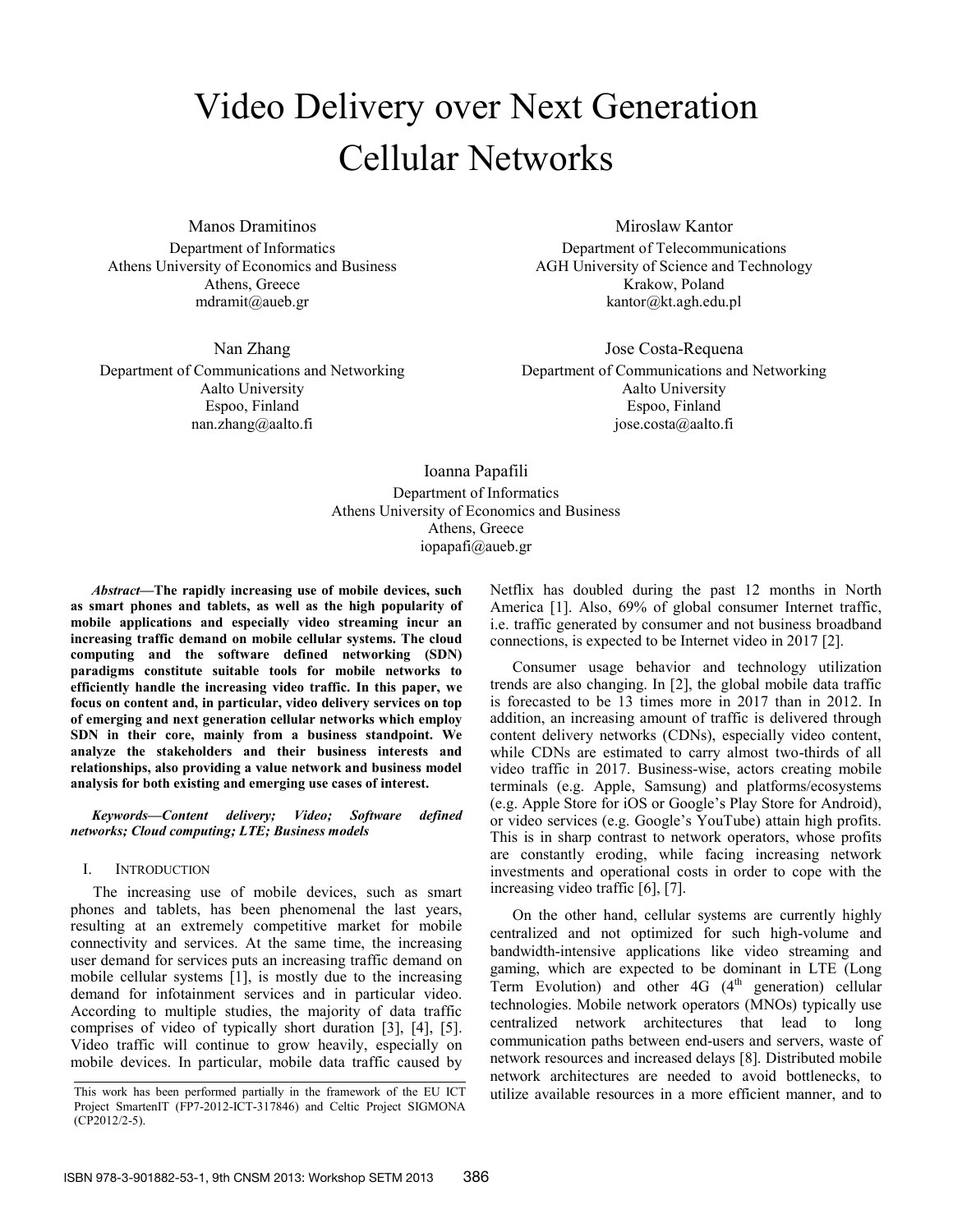# Video Delivery over Next Generation Cellular Networks

Manos Dramitinos
Department of Informatics
Athens University of Economics and Business
Athens, Greece
mdramit@aueb.gr

Miroslaw Kantor
Department of Telecommunications
AGH University of Science and Technology
Krakow, Poland
kantor@kt.agh.edu.pl

Nan Zhang
Department of Communications and Networking
Aalto University
Espoo, Finland
nan.zhang@aalto.fi

Jose Costa-Requena
Department of Communications and Networking
Aalto University
Espoo, Finland
jose.costa@aalto.fi

Ioanna Papafili
Department of Informatics
Athens University of Economics and Business
Athens, Greece
iopapafi@aueb.gr

***Abstract*—The rapidly increasing use of mobile devices, such as smart phones and tablets, as well as the high popularity of mobile applications and especially video streaming incur an increasing traffic demand on mobile cellular systems. The cloud computing and the software defined networking (SDN) paradigms constitute suitable tools for mobile networks to efficiently handle the increasing video traffic. In this paper, we focus on content and, in particular, video delivery services on top of emerging and next generation cellular networks which employ SDN in their core, mainly from a business standpoint. We analyze the stakeholders and their business interests and relationships, also providing a value network and business model analysis for both existing and emerging use cases of interest.**

***Keywords—Content delivery; Video; Software defined networks; Cloud computing; LTE; Business models***

## I. Introduction

The increasing use of mobile devices, such as smart phones and tablets, has been phenomenal the last years, resulting at an extremely competitive market for mobile connectivity and services. At the same time, the increasing user demand for services puts an increasing traffic demand on mobile cellular systems [1], is mostly due to the increasing demand for infotainment services and in particular video. According to multiple studies, the majority of data traffic comprises of video of typically short duration [3], [4], [5]. Video traffic will continue to grow heavily, especially on mobile devices. In particular, mobile data traffic caused by Netflix has doubled during the past 12 months in North America [1]. Also, 69% of global consumer Internet traffic, i.e. traffic generated by consumer and not business broadband connections, is expected to be Internet video in 2017 [2].

Consumer usage behavior and technology utilization trends are also changing. In [2], the global mobile data traffic is forecasted to be 13 times more in 2017 than in 2012. In addition, an increasing amount of traffic is delivered through content delivery networks (CDNs), especially video content, while CDNs are estimated to carry almost two-thirds of all video traffic in 2017. Business-wise, actors creating mobile terminals (e.g. Apple, Samsung) and platforms/ecosystems (e.g. Apple Store for iOS or Google's Play Store for Android), or video services (e.g. Google's YouTube) attain high profits. This is in sharp contrast to network operators, whose profits are constantly eroding, while facing increasing network investments and operational costs in order to cope with the increasing video traffic [6], [7].

On the other hand, cellular systems are currently highly centralized and not optimized for such high-volume and bandwidth-intensive applications like video streaming and gaming, which are expected to be dominant in LTE (Long Term Evolution) and other 4G (4th generation) cellular technologies. Mobile network operators (MNOs) typically use centralized network architectures that lead to long communication paths between end-users and servers, waste of network resources and increased delays [8]. Distributed mobile network architectures are needed to avoid bottlenecks, to utilize available resources in a more efficient manner, and to

This work has been performed partially in the framework of the EU ICT Project SmartenIT (FP7-2012-ICT-317846) and Celtic Project SIGMONA (CP2012/2-5).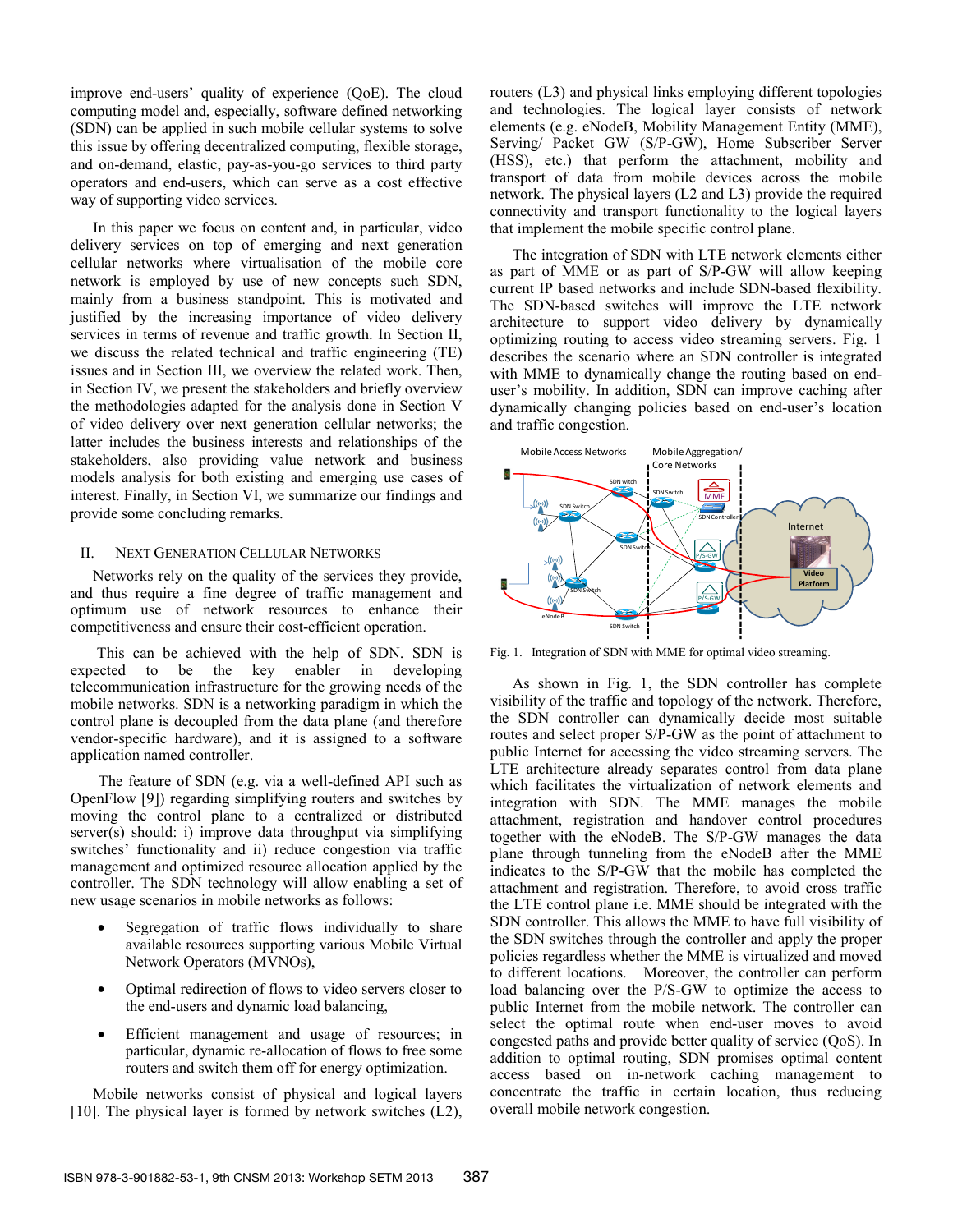improve end-users' quality of experience (QoE). The cloud computing model and, especially, software defined networking (SDN) can be applied in such mobile cellular systems to solve this issue by offering decentralized computing, flexible storage, and on-demand, elastic, pay-as-you-go services to third party operators and end-users, which can serve as a cost effective way of supporting video services.

In this paper we focus on content and, in particular, video delivery services on top of emerging and next generation cellular networks where virtualisation of the mobile core network is employed by use of new concepts such SDN, mainly from a business standpoint. This is motivated and justified by the increasing importance of video delivery services in terms of revenue and traffic growth. In Section II, we discuss the related technical and traffic engineering (TE) issues and in Section III, we overview the related work. Then, in Section IV, we present the stakeholders and briefly overview the methodologies adapted for the analysis done in Section V of video delivery over next generation cellular networks; the latter includes the business interests and relationships of the stakeholders, also providing value network and business models analysis for both existing and emerging use cases of interest. Finally, in Section VI, we summarize our findings and provide some concluding remarks.

## II. Next Generation Cellular Networks

Networks rely on the quality of the services they provide, and thus require a fine degree of traffic management and optimum use of network resources to enhance their competitiveness and ensure their cost-efficient operation.

This can be achieved with the help of SDN. SDN is expected to be key enabler in developing telecommunication infrastructure for the growing needs of the mobile networks. SDN is a networking paradigm in which the control plane is decoupled from the data plane (and therefore vendor-specific hardware), and it is assigned to a software application named controller.

The feature of SDN (e.g. via a well-defined API such as OpenFlow [9]) regarding simplifying routers and switches by moving the control plane to a centralized or distributed server(s) should: i) improve data throughput via simplifying switches' functionality and ii) reduce congestion via traffic management and optimized resource allocation applied by the controller. The SDN technology will allow enabling a set of new usage scenarios in mobile networks as follows:

- Segregation of traffic flows individually to share available resources supporting various Mobile Virtual Network Operators (MVNOs),
- Optimal redirection of flows to video servers closer to the end-users and dynamic load balancing,
- Efficient management and usage of resources; in particular, dynamic re-allocation of flows to free some routers and switch them off for energy optimization.

Mobile networks consist of physical and logical layers [10]. The physical layer is formed by network switches (L2), routers (L3) and physical links employing different topologies and technologies. The logical layer consists of network elements (e.g. eNodeB, Mobility Management Entity (MME), Serving/ Packet GW (S/P-GW), Home Subscriber Server (HSS), etc.) that perform the attachment, mobility and transport of data from mobile devices across the mobile network. The physical layers (L2 and L3) provide the required connectivity and transport functionality to the logical layers that implement the mobile specific control plane.

The integration of SDN with LTE network elements either as part of MME or as part of S/P-GW will allow keeping current IP based networks and include SDN-based flexibility. The SDN-based switches will improve the LTE network architecture to support video delivery by dynamically optimizing routing to access video streaming servers. Fig. 1 describes the scenario where an SDN controller is integrated with MME to dynamically change the routing based on end-user's mobility. In addition, SDN can improve caching after dynamically changing policies based on end-user's location and traffic congestion.

Mobile Access Networks
Mobile Aggregation/ Core Networks
SDN witch
SDN Switch
SDN Switch
MME
SDN Controller
Internet
SDN Switch
P/S-GW
Video Platform
SDN Switch
P/S-GW
eNodeB
SDN Switch

Fig. 1. Integration of SDN with MME for optimal video streaming.

As shown in Fig. 1, the SDN controller has complete visibility of the traffic and topology of the network. Therefore, the SDN controller can dynamically decide most suitable routes and select proper S/P-GW as the point of attachment to public Internet for accessing the video streaming servers. The LTE architecture already separates control from data plane which facilitates the virtualization of network elements and integration with SDN. The MME manages the mobile attachment, registration and handover control procedures together with the eNodeB. The S/P-GW manages the data plane through tunneling from the eNodeB after the MME indicates to the S/P-GW that the mobile has completed the attachment and registration. Therefore, to avoid cross traffic the LTE control plane i.e. MME should be integrated with the SDN controller. This allows the MME to have full visibility of the SDN switches through the controller and apply the proper policies regardless whether the MME is virtualized and moved to different locations. Moreover, the controller can perform load balancing over the P/S-GW to optimize the access to public Internet from the mobile network. The controller can select the optimal route when end-user moves to avoid congested paths and provide better quality of service (QoS). In addition to optimal routing, SDN promises optimal content access based on in-network caching management to concentrate the traffic in certain location, thus reducing overall mobile network congestion.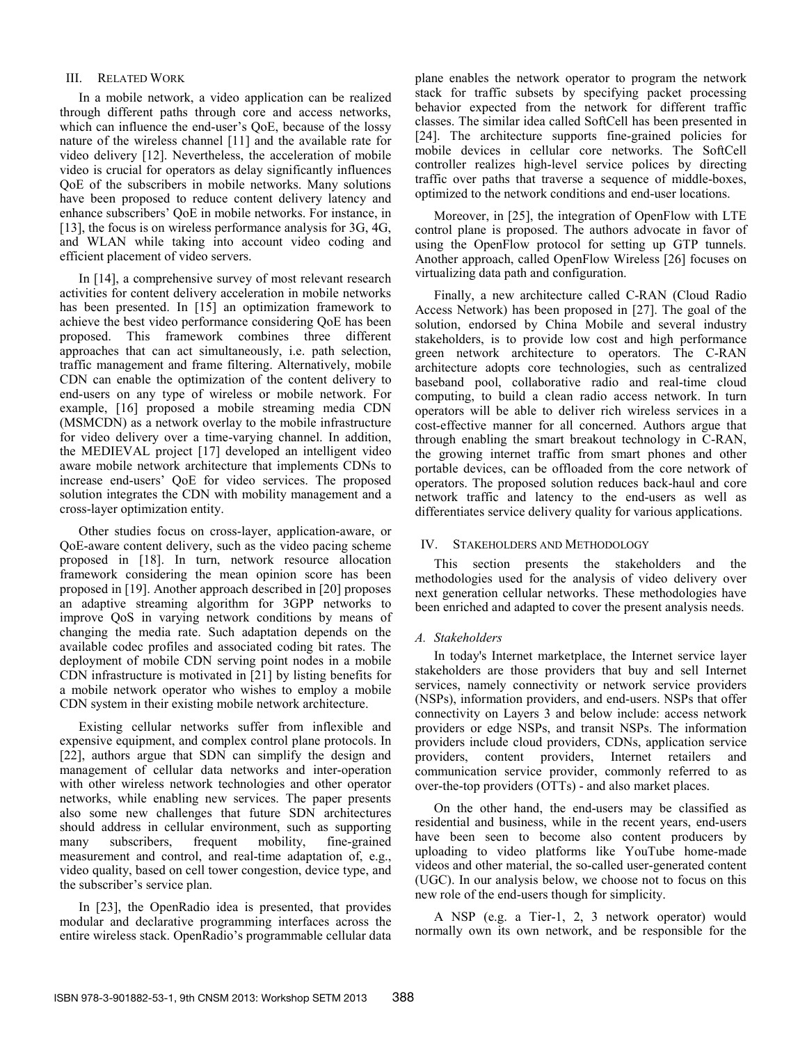## III. Related Work

In a mobile network, a video application can be realized through different paths through core and access networks, which can influence the end-user's QoE, because of the lossy nature of the wireless channel [11] and the available rate for video delivery [12]. Nevertheless, the acceleration of mobile video is crucial for operators as delay significantly influences QoE of the subscribers in mobile networks. Many solutions have been proposed to reduce content delivery latency and enhance subscribers' QoE in mobile networks. For instance, in [13], the focus is on wireless performance analysis for 3G, 4G, and WLAN while taking into account video coding and efficient placement of video servers.

In [14], a comprehensive survey of most relevant research activities for content delivery acceleration in mobile networks has been presented. In [15] an optimization framework to achieve the best video performance considering QoE has been proposed. This framework combines three different approaches that can act simultaneously, i.e. path selection, traffic management and frame filtering. Alternatively, mobile CDN can enable the optimization of the content delivery to end-users on any type of wireless or mobile network. For example, [16] proposed a mobile streaming media CDN (MSMCDN) as a network overlay to the mobile infrastructure for video delivery over a time-varying channel. In addition, the MEDIEVAL project [17] developed an intelligent video aware mobile network architecture that implements CDNs to increase end-users' QoE for video services. The proposed solution integrates the CDN with mobility management and a cross-layer optimization entity.

Other studies focus on cross-layer, application-aware, or QoE-aware content delivery, such as the video pacing scheme proposed in [18]. In turn, network resource allocation framework considering the mean opinion score has been proposed in [19]. Another approach described in [20] proposes an adaptive streaming algorithm for 3GPP networks to improve QoS in varying network conditions by means of changing the media rate. Such adaptation depends on the available codec profiles and associated coding bit rates. The deployment of mobile CDN serving point nodes in a mobile CDN infrastructure is motivated in [21] by listing benefits for a mobile network operator who wishes to employ a mobile CDN system in their existing mobile network architecture.

Existing cellular networks suffer from inflexible and expensive equipment, and complex control plane protocols. In [22], authors argue that SDN can simplify the design and management of cellular data networks and inter-operation with other wireless network technologies and other operator networks, while enabling new services. The paper presents also some new challenges that future SDN architectures should address in cellular environment, such as supporting many subscribers, frequent mobility, fine-grained measurement and control, and real-time adaptation of, e.g., video quality, based on cell tower congestion, device type, and the subscriber's service plan.

In [23], the OpenRadio idea is presented, that provides modular and declarative programming interfaces across the entire wireless stack. OpenRadio's programmable cellular data plane enables the network operator to program the network stack for traffic subsets by specifying packet processing behavior expected from the network for different traffic classes. The similar idea called SoftCell has been presented in [24]. The architecture supports fine-grained policies for mobile devices in cellular core networks. The SoftCell controller realizes high-level service polices by directing traffic over paths that traverse a sequence of middle-boxes, optimized to the network conditions and end-user locations.

Moreover, in [25], the integration of OpenFlow with LTE control plane is proposed. The authors advocate in favor of using the OpenFlow protocol for setting up GTP tunnels. Another approach, called OpenFlow Wireless [26] focuses on virtualizing data path and configuration.

Finally, a new architecture called C-RAN (Cloud Radio Access Network) has been proposed in [27]. The goal of the solution, endorsed by China Mobile and several industry stakeholders, is to provide low cost and high performance green network architecture to operators. The C-RAN architecture adopts core technologies, such as centralized baseband pool, collaborative radio and real-time cloud computing, to build a clean radio access network. In turn operators will be able to deliver rich wireless services in a cost-effective manner for all concerned. Authors argue that through enabling the smart breakout technology in C-RAN, the growing internet traffic from smart phones and other portable devices, can be offloaded from the core network of operators. The proposed solution reduces back-haul and core network traffic and latency to the end-users as well as differentiates service delivery quality for various applications.

## IV. Stakeholders and Methodology

This section presents the stakeholders and the methodologies used for the analysis of video delivery over next generation cellular networks. These methodologies have been enriched and adapted to cover the present analysis needs.

### *A. Stakeholders*

In today's Internet marketplace, the Internet service layer stakeholders are those providers that buy and sell Internet services, namely connectivity or network service providers (NSPs), information providers, and end-users. NSPs that offer connectivity on Layers 3 and below include: access network providers or edge NSPs, and transit NSPs. The information providers include cloud providers, CDNs, application service providers, content providers, Internet retailers and communication service provider, commonly referred to as over-the-top providers (OTTs) - and also market places.

On the other hand, the end-users may be classified as residential and business, while in the recent years, end-users have been seen to become also content producers by uploading to video platforms like YouTube home-made videos and other material, the so-called user-generated content (UGC). In our analysis below, we choose not to focus on this new role of the end-users though for simplicity.

A NSP (e.g. a Tier-1, 2, 3 network operator) would normally own its own network, and be responsible for the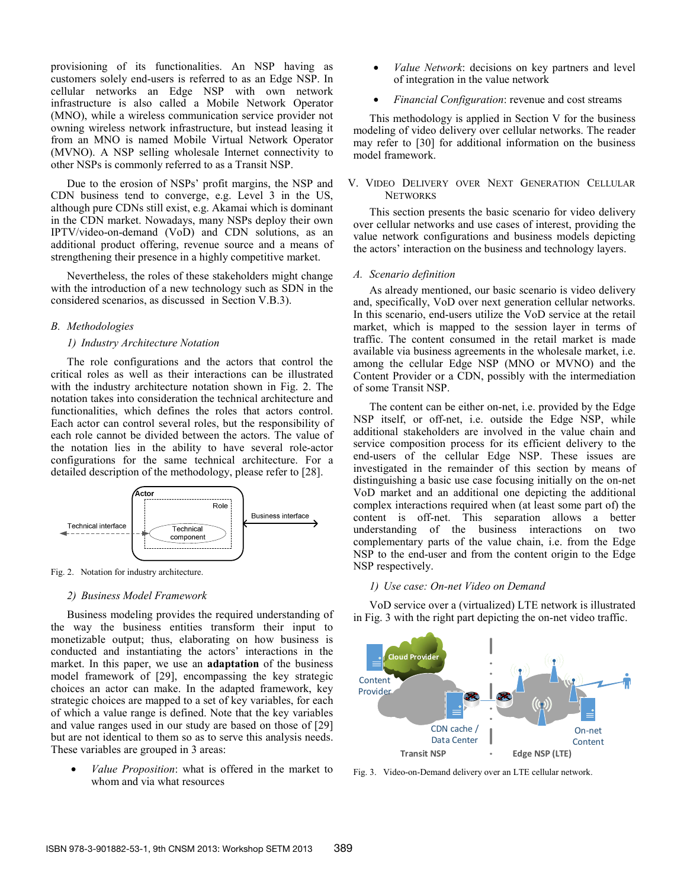provisioning of its functionalities. An NSP having as customers solely end-users is referred to as an Edge NSP. In cellular networks an Edge NSP with own network infrastructure is also called a Mobile Network Operator (MNO), while a wireless communication service provider not owning wireless network infrastructure, but instead leasing it from an MNO is named Mobile Virtual Network Operator (MVNO). A NSP selling wholesale Internet connectivity to other NSPs is commonly referred to as a Transit NSP.

Due to the erosion of NSPs' profit margins, the NSP and CDN business tend to converge, e.g. Level 3 in the US, although pure CDNs still exist, e.g. Akamai which is dominant in the CDN market. Nowadays, many NSPs deploy their own IPTV/video-on-demand (VoD) and CDN solutions, as an additional product offering, revenue source and a means of strengthening their presence in a highly competitive market.

Nevertheless, the roles of these stakeholders might change with the introduction of a new technology such as SDN in the considered scenarios, as discussed in Section V.B.3).

### B. Methodologies

#### 1) Industry Architecture Notation

The role configurations and the actors that control the critical roles as well as their interactions can be illustrated with the industry architecture notation shown in Fig. 2. The notation takes into consideration the technical architecture and functionalities, which defines the roles that actors control. Each actor can control several roles, but the responsibility of each role cannot be divided between the actors. The value of the notation lies in the ability to have several role-actor configurations for the same technical architecture. For a detailed description of the methodology, please refer to [28].

Fig. 2. Notation for industry architecture.

#### 2) Business Model Framework

Business modeling provides the required understanding of the way the business entities transform their input to monetizable output; thus, elaborating on how business is conducted and instantiating the actors' interactions in the market. In this paper, we use an **adaptation** of the business model framework of [29], encompassing the key strategic choices an actor can make. In the adapted framework, key strategic choices are mapped to a set of key variables, for each of which a value range is defined. Note that the key variables and value ranges used in our study are based on those of [29] but are not identical to them so as to serve this analysis needs. These variables are grouped in 3 areas:

- *Value Proposition*: what is offered in the market to whom and via what resources
- *Value Network*: decisions on key partners and level of integration in the value network
- *Financial Configuration*: revenue and cost streams

This methodology is applied in Section V for the business modeling of video delivery over cellular networks. The reader may refer to [30] for additional information on the business model framework.

## V. Video Delivery over Next Generation Cellular Networks

This section presents the basic scenario for video delivery over cellular networks and use cases of interest, providing the value network configurations and business models depicting the actors' interaction on the business and technology layers.

### A. Scenario definition

As already mentioned, our basic scenario is video delivery and, specifically, VoD over next generation cellular networks. In this scenario, end-users utilize the VoD service at the retail market, which is mapped to the session layer in terms of traffic. The content consumed in the retail market is made available via business agreements in the wholesale market, i.e. among the cellular Edge NSP (MNO or MVNO) and the Content Provider or a CDN, possibly with the intermediation of some Transit NSP.

The content can be either on-net, i.e. provided by the Edge NSP itself, or off-net, i.e. outside the Edge NSP, while additional stakeholders are involved in the value chain and service composition process for its efficient delivery to the end-users of the cellular Edge NSP. These issues are investigated in the remainder of this section by means of distinguishing a basic use case focusing initially on the on-net VoD market and an additional one depicting the additional complex interactions required when (at least some part of) the content is off-net. This separation allows a better understanding of the business interactions on two complementary parts of the value chain, i.e. from the Edge NSP to the end-user and from the content origin to the Edge NSP respectively.

#### 1) Use case: On-net Video on Demand

VoD service over a (virtualized) LTE network is illustrated in Fig. 3 with the right part depicting the on-net video traffic.

Fig. 3. Video-on-Demand delivery over an LTE cellular network.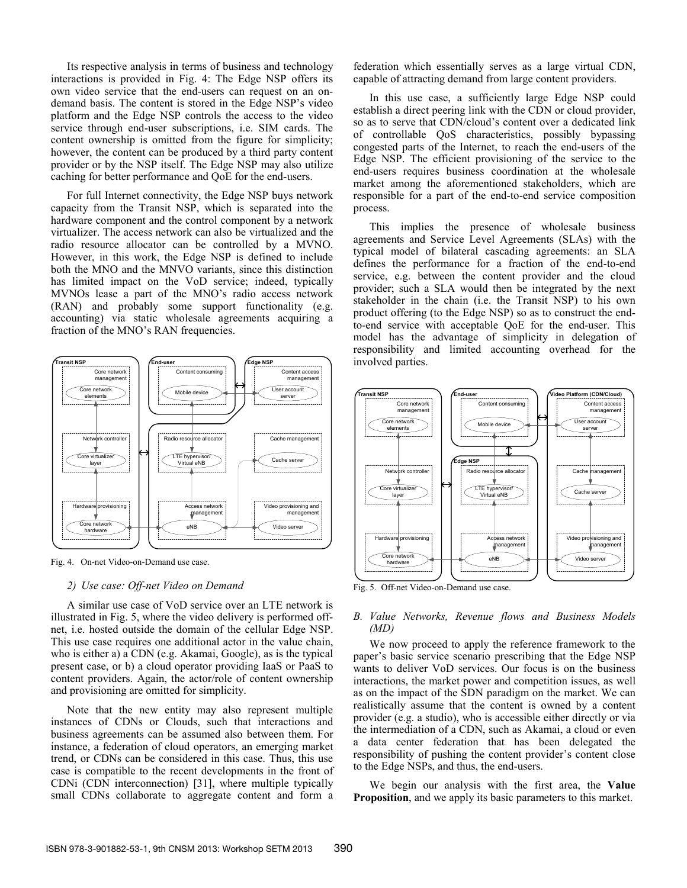Its respective analysis in terms of business and technology interactions is provided in Fig. 4: The Edge NSP offers its own video service that the end-users can request on an on-demand basis. The content is stored in the Edge NSP's video platform and the Edge NSP controls the access to the video service through end-user subscriptions, i.e. SIM cards. The content ownership is omitted from the figure for simplicity; however, the content can be produced by a third party content provider or by the NSP itself. The Edge NSP may also utilize caching for better performance and QoE for the end-users.

For full Internet connectivity, the Edge NSP buys network capacity from the Transit NSP, which is separated into the hardware component and the control component by a network virtualizer. The access network can also be virtualized and the radio resource allocator can be controlled by a MVNO. However, in this work, the Edge NSP is defined to include both the MNO and the MNVO variants, since this distinction has limited impact on the VoD service; indeed, typically MVNOs lease a part of the MNO's radio access network (RAN) and probably some support functionality (e.g. accounting) via static wholesale agreements acquiring a fraction of the MNO's RAN frequencies.

Fig. 4. On-net Video-on-Demand use case.

### 2) Use case: Off-net Video on Demand

A similar use case of VoD service over an LTE network is illustrated in Fig. 5, where the video delivery is performed off-net, i.e. hosted outside the domain of the cellular Edge NSP. This use case requires one additional actor in the value chain, who is either a) a CDN (e.g. Akamai, Google), as is the typical present case, or b) a cloud operator providing IaaS or PaaS to content providers. Again, the actor/role of content ownership and provisioning are omitted for simplicity.

Note that the new entity may also represent multiple instances of CDNs or Clouds, such that interactions and business agreements can be assumed also between them. For instance, a federation of cloud operators, an emerging market trend, or CDNs can be considered in this case. Thus, this use case is compatible to the recent developments in the front of CDNi (CDN interconnection) [31], where multiple typically small CDNs collaborate to aggregate content and form a federation which essentially serves as a large virtual CDN, capable of attracting demand from large content providers.

In this use case, a sufficiently large Edge NSP could establish a direct peering link with the CDN or cloud provider, so as to serve that CDN/cloud's content over a dedicated link of controllable QoS characteristics, possibly bypassing congested parts of the Internet, to reach the end-users of the Edge NSP. The efficient provisioning of the service to the end-users requires business coordination at the wholesale market among the aforementioned stakeholders, which are responsible for a part of the end-to-end service composition process.

This implies the presence of wholesale business agreements and Service Level Agreements (SLAs) with the typical model of bilateral cascading agreements: an SLA defines the performance for a fraction of the end-to-end service, e.g. between the content provider and the cloud provider; such a SLA would then be integrated by the next stakeholder in the chain (i.e. the Transit NSP) to his own product offering (to the Edge NSP) so as to construct the end-to-end service with acceptable QoE for the end-user. This model has the advantage of simplicity in delegation of responsibility and limited accounting overhead for the involved parties.

Fig. 5. Off-net Video-on-Demand use case.

## B. Value Networks, Revenue flows and Business Models (MD)

We now proceed to apply the reference framework to the paper's basic service scenario prescribing that the Edge NSP wants to deliver VoD services. Our focus is on the business interactions, the market power and competition issues, as well as on the impact of the SDN paradigm on the market. We can realistically assume that the content is owned by a content provider (e.g. a studio), who is accessible either directly or via the intermediation of a CDN, such as Akamai, a cloud or even a data center federation that has been delegated the responsibility of pushing the content provider's content close to the Edge NSPs, and thus, the end-users.

We begin our analysis with the first area, the **Value Proposition**, and we apply its basic parameters to this market.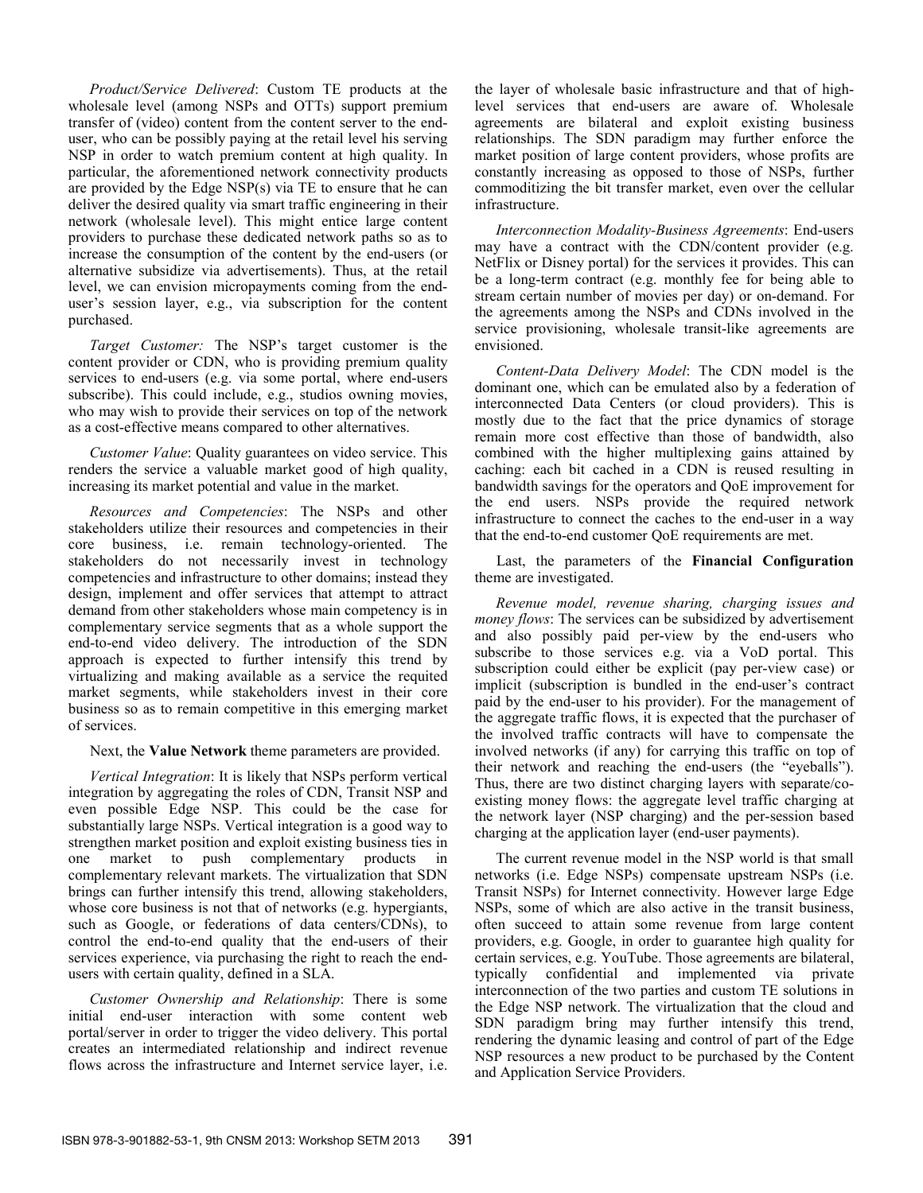*Product/Service Delivered*: Custom TE products at the wholesale level (among NSPs and OTTs) support premium transfer of (video) content from the content server to the end-user, who can be possibly paying at the retail level his serving NSP in order to watch premium content at high quality. In particular, the aforementioned network connectivity products are provided by the Edge NSP(s) via TE to ensure that he can deliver the desired quality via smart traffic engineering in their network (wholesale level). This might entice large content providers to purchase these dedicated network paths so as to increase the consumption of the content by the end-users (or alternative subsidize via advertisements). Thus, at the retail level, we can envision micropayments coming from the end-user's session layer, e.g., via subscription for the content purchased.

*Target Customer:* The NSP's target customer is the content provider or CDN, who is providing premium quality services to end-users (e.g. via some portal, where end-users subscribe). This could include, e.g., studios owning movies, who may wish to provide their services on top of the network as a cost-effective means compared to other alternatives.

*Customer Value*: Quality guarantees on video service. This renders the service a valuable market good of high quality, increasing its market potential and value in the market.

*Resources and Competencies*: The NSPs and other stakeholders utilize their resources and competencies in their core business, i.e. remain technology-oriented. The stakeholders do not necessarily invest in technology competencies and infrastructure to other domains; instead they design, implement and offer services that attempt to attract demand from other stakeholders whose main competency is in complementary service segments that as a whole support the end-to-end video delivery. The introduction of the SDN approach is expected to further intensify this trend by virtualizing and making available as a service the requited market segments, while stakeholders invest in their core business so as to remain competitive in this emerging market of services.

Next, the **Value Network** theme parameters are provided.

*Vertical Integration*: It is likely that NSPs perform vertical integration by aggregating the roles of CDN, Transit NSP and even possible Edge NSP. This could be the case for substantially large NSPs. Vertical integration is a good way to strengthen market position and exploit existing business ties in one market to push complementary products in complementary relevant markets. The virtualization that SDN brings can further intensify this trend, allowing stakeholders, whose core business is not that of networks (e.g. hypergiants, such as Google, or federations of data centers/CDNs), to control the end-to-end quality that the end-users of their services experience, via purchasing the right to reach the end-users with certain quality, defined in a SLA.

*Customer Ownership and Relationship*: There is some initial end-user interaction with some content web portal/server in order to trigger the video delivery. This portal creates an intermediated relationship and indirect revenue flows across the infrastructure and Internet service layer, i.e. the layer of wholesale basic infrastructure and that of high-level services that end-users are aware of. Wholesale agreements are bilateral and exploit existing business relationships. The SDN paradigm may further enforce the market position of large content providers, whose profits are constantly increasing as opposed to those of NSPs, further commoditizing the bit transfer market, even over the cellular infrastructure.

*Interconnection Modality-Business Agreements*: End-users may have a contract with the CDN/content provider (e.g. NetFlix or Disney portal) for the services it provides. This can be a long-term contract (e.g. monthly fee for being able to stream certain number of movies per day) or on-demand. For the agreements among the NSPs and CDNs involved in the service provisioning, wholesale transit-like agreements are envisioned.

*Content-Data Delivery Model*: The CDN model is the dominant one, which can be emulated also by a federation of interconnected Data Centers (or cloud providers). This is mostly due to the fact that the price dynamics of storage remain more cost effective than those of bandwidth, also combined with the higher multiplexing gains attained by caching: each bit cached in a CDN is reused resulting in bandwidth savings for the operators and QoE improvement for the end users. NSPs provide the required network infrastructure to connect the caches to the end-user in a way that the end-to-end customer QoE requirements are met.

Last, the parameters of the **Financial Configuration** theme are investigated.

*Revenue model, revenue sharing, charging issues and money flows*: The services can be subsidized by advertisement and also possibly paid per-view by the end-users who subscribe to those services e.g. via a VoD portal. This subscription could either be explicit (pay per-view case) or implicit (subscription is bundled in the end-user's contract paid by the end-user to his provider). For the management of the aggregate traffic flows, it is expected that the purchaser of the involved traffic contracts will have to compensate the involved networks (if any) for carrying this traffic on top of their network and reaching the end-users (the "eyeballs"). Thus, there are two distinct charging layers with separate/co-existing money flows: the aggregate level traffic charging at the network layer (NSP charging) and the per-session based charging at the application layer (end-user payments).

The current revenue model in the NSP world is that small networks (i.e. Edge NSPs) compensate upstream NSPs (i.e. Transit NSPs) for Internet connectivity. However large Edge NSPs, some of which are also active in the transit business, often succeed to attain some revenue from large content providers, e.g. Google, in order to guarantee high quality for certain services, e.g. YouTube. Those agreements are bilateral, typically confidential and implemented via private interconnection of the two parties and custom TE solutions in the Edge NSP network. The virtualization that the cloud and SDN paradigm bring may further intensify this trend, rendering the dynamic leasing and control of part of the Edge NSP resources a new product to be purchased by the Content and Application Service Providers.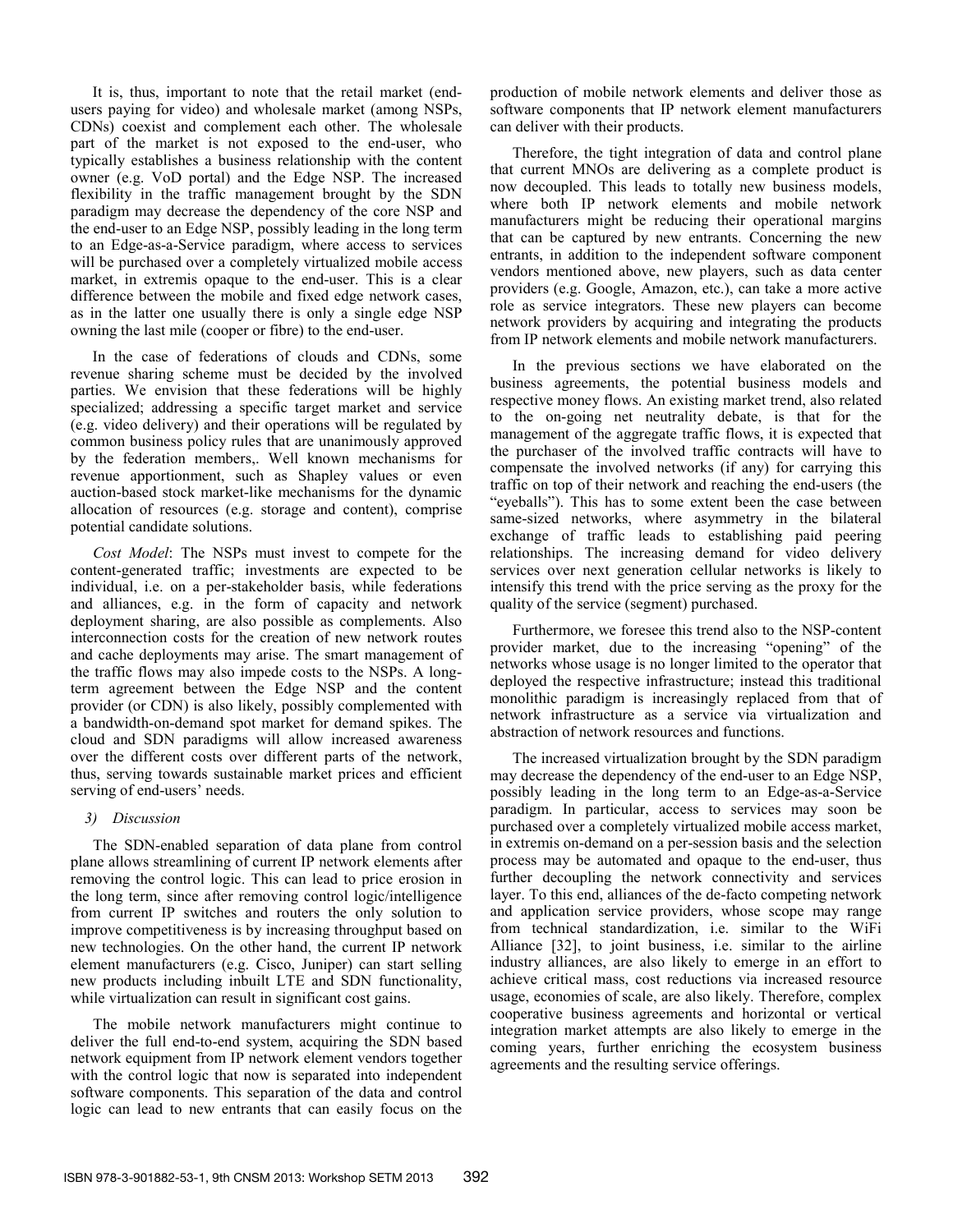It is, thus, important to note that the retail market (end-users paying for video) and wholesale market (among NSPs, CDNs) coexist and complement each other. The wholesale part of the market is not exposed to the end-user, who typically establishes a business relationship with the content owner (e.g. VoD portal) and the Edge NSP. The increased flexibility in the traffic management brought by the SDN paradigm may decrease the dependency of the core NSP and the end-user to an Edge NSP, possibly leading in the long term to an Edge-as-a-Service paradigm, where access to services will be purchased over a completely virtualized mobile access market, in extremis opaque to the end-user. This is a clear difference between the mobile and fixed edge network cases, as in the latter one usually there is only a single edge NSP owning the last mile (cooper or fibre) to the end-user.

In the case of federations of clouds and CDNs, some revenue sharing scheme must be decided by the involved parties. We envision that these federations will be highly specialized; addressing a specific target market and service (e.g. video delivery) and their operations will be regulated by common business policy rules that are unanimously approved by the federation members,. Well known mechanisms for revenue apportionment, such as Shapley values or even auction-based stock market-like mechanisms for the dynamic allocation of resources (e.g. storage and content), comprise potential candidate solutions.

*Cost Model*: The NSPs must invest to compete for the content-generated traffic; investments are expected to be individual, i.e. on a per-stakeholder basis, while federations and alliances, e.g. in the form of capacity and network deployment sharing, are also possible as complements. Also interconnection costs for the creation of new network routes and cache deployments may arise. The smart management of the traffic flows may also impede costs to the NSPs. A long-term agreement between the Edge NSP and the content provider (or CDN) is also likely, possibly complemented with a bandwidth-on-demand spot market for demand spikes. The cloud and SDN paradigms will allow increased awareness over the different costs over different parts of the network, thus, serving towards sustainable market prices and efficient serving of end-users' needs.

### *3) Discussion*

The SDN-enabled separation of data plane from control plane allows streamlining of current IP network elements after removing the control logic. This can lead to price erosion in the long term, since after removing control logic/intelligence from current IP switches and routers the only solution to improve competitiveness is by increasing throughput based on new technologies. On the other hand, the current IP network element manufacturers (e.g. Cisco, Juniper) can start selling new products including inbuilt LTE and SDN functionality, while virtualization can result in significant cost gains.

The mobile network manufacturers might continue to deliver the full end-to-end system, acquiring the SDN based network equipment from IP network element vendors together with the control logic that now is separated into independent software components. This separation of the data and control logic can lead to new entrants that can easily focus on the production of mobile network elements and deliver those as software components that IP network element manufacturers can deliver with their products.

Therefore, the tight integration of data and control plane that current MNOs are delivering as a complete product is now decoupled. This leads to totally new business models, where both IP network elements and mobile network manufacturers might be reducing their operational margins that can be captured by new entrants. Concerning the new entrants, in addition to the independent software component vendors mentioned above, new players, such as data center providers (e.g. Google, Amazon, etc.), can take a more active role as service integrators. These new players can become network providers by acquiring and integrating the products from IP network elements and mobile network manufacturers.

In the previous sections we have elaborated on the business agreements, the potential business models and respective money flows. An existing market trend, also related to the on-going net neutrality debate, is that for the management of the aggregate traffic flows, it is expected that the purchaser of the involved traffic contracts will have to compensate the involved networks (if any) for carrying this traffic on top of their network and reaching the end-users (the "eyeballs"). This has to some extent been the case between same-sized networks, where asymmetry in the bilateral exchange of traffic leads to establishing paid peering relationships. The increasing demand for video delivery services over next generation cellular networks is likely to intensify this trend with the price serving as the proxy for the quality of the service (segment) purchased.

Furthermore, we foresee this trend also to the NSP-content provider market, due to the increasing "opening" of the networks whose usage is no longer limited to the operator that deployed the respective infrastructure; instead this traditional monolithic paradigm is increasingly replaced from that of network infrastructure as a service via virtualization and abstraction of network resources and functions.

The increased virtualization brought by the SDN paradigm may decrease the dependency of the end-user to an Edge NSP, possibly leading in the long term to an Edge-as-a-Service paradigm. In particular, access to services may soon be purchased over a completely virtualized mobile access market, in extremis on-demand on a per-session basis and the selection process may be automated and opaque to the end-user, thus further decoupling the network connectivity and services layer. To this end, alliances of the de-facto competing network and application service providers, whose scope may range from technical standardization, i.e. similar to the WiFi Alliance [32], to joint business, i.e. similar to the airline industry alliances, are also likely to emerge in an effort to achieve critical mass, cost reductions via increased resource usage, economies of scale, are also likely. Therefore, complex cooperative business agreements and horizontal or vertical integration market attempts are also likely to emerge in the coming years, further enriching the ecosystem business agreements and the resulting service offerings.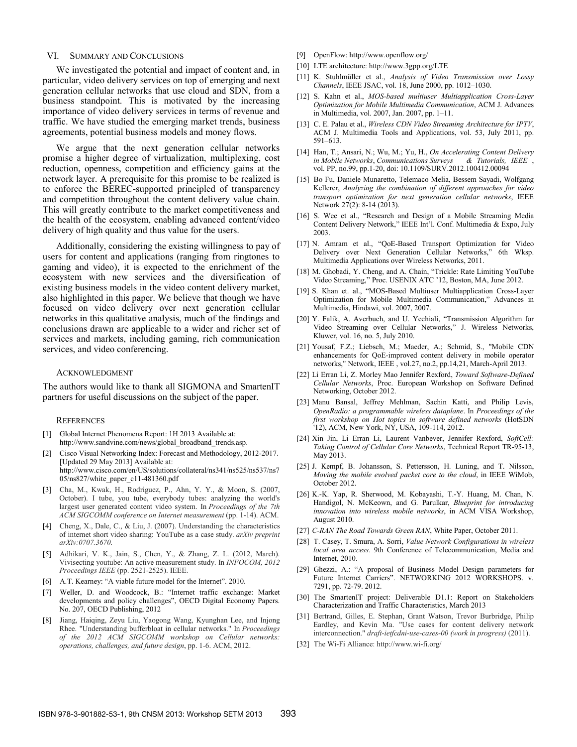## VI. Summary and Conclusions

We investigated the potential and impact of content and, in particular, video delivery services on top of emerging and next generation cellular networks that use cloud and SDN, from a business standpoint. This is motivated by the increasing importance of video delivery services in terms of revenue and traffic. We have studied the emerging market trends, business agreements, potential business models and money flows.

We argue that the next generation cellular networks promise a higher degree of virtualization, multiplexing, cost reduction, openness, competition and efficiency gains at the network layer. A prerequisite for this promise to be realized is to enforce the BEREC-supported principled of transparency and competition throughout the content delivery value chain. This will greatly contribute to the market competitiveness and the health of the ecosystem, enabling advanced content/video delivery of high quality and thus value for the users.

Additionally, considering the existing willingness to pay of users for content and applications (ranging from ringtones to gaming and video), it is expected to the enrichment of the ecosystem with new services and the diversification of existing business models in the video content delivery market, also highlighted in this paper. We believe that though we have focused on video delivery over next generation cellular networks in this qualitative analysis, much of the findings and conclusions drawn are applicable to a wider and richer set of services and markets, including gaming, rich communication services, and video conferencing.

### Acknowledgment

The authors would like to thank all SIGMONA and SmartenIT partners for useful discussions on the subject of the paper.

### References

[1] Global Internet Phenomena Report: 1H 2013 Available at: http://www.sandvine.com/news/global_broadband_trends.asp.

[2] Cisco Visual Networking Index: Forecast and Methodology, 2012-2017. [Updated 29 May 2013] Available at: http://www.cisco.com/en/US/solutions/collateral/ns341/ns525/ns537/ns705/ns827/white_paper_c11-481360.pdf

[3] Cha, M., Kwak, H., Rodriguez, P., Ahn, Y. Y., & Moon, S. (2007, October). I tube, you tube, everybody tubes: analyzing the world's largest user generated content video system. In *Proceedings of the 7th ACM SIGCOMM conference on Internet measurement* (pp. 1-14). ACM.

[4] Cheng, X., Dale, C., & Liu, J. (2007). Understanding the characteristics of internet short video sharing: YouTube as a case study. *arXiv preprint arXiv:0707.3670*.

[5] Adhikari, V. K., Jain, S., Chen, Y., & Zhang, Z. L. (2012, March). Vivisecting youtube: An active measurement study. In *INFOCOM, 2012 Proceedings IEEE* (pp. 2521-2525). IEEE.

[6] A.T. Kearney: "A viable future model for the Internet". 2010.

[7] Weller, D. and Woodcock, B.: "Internet traffic exchange: Market developments and policy challenges", OECD Digital Economy Papers. No. 207, OECD Publishing, 2012

[8] Jiang, Haiqing, Zeyu Liu, Yaogong Wang, Kyunghan Lee, and Injong Rhee. "Understanding bufferbloat in cellular networks." In *Proceedings of the 2012 ACM SIGCOMM workshop on Cellular networks: operations, challenges, and future design*, pp. 1-6. ACM, 2012.

[9] OpenFlow: http://www.openflow.org/

[10] LTE architecture: http://www.3gpp.org/LTE

[11] K. Stuhlmüller et al., *Analysis of Video Transmission over Lossy Channels*, IEEE JSAC, vol. 18, June 2000, pp. 1012–1030.

[12] S. Kahn et al., *MOS-based multiuser Multiapplication Cross-Layer Optimization for Mobile Multimedia Communication*, ACM J. Advances in Multimedia, vol. 2007, Jan. 2007, pp. 1–11.

[13] C. E. Palau et al., *Wireless CDN Video Streaming Architecture for IPTV*, ACM J. Multimedia Tools and Applications, vol. 53, July 2011, pp. 591–613.

[14] Han, T.; Ansari, N.; Wu, M.; Yu, H., *On Accelerating Content Delivery in Mobile Networks*, *Communications Surveys & Tutorials, IEEE* , vol. PP, no.99, pp.1-20, doi: 10.1109/SURV.2012.100412.00094

[15] Bo Fu, Daniele Munaretto, Telemaco Melia, Bessem Sayadi, Wolfgang Kellerer, *Analyzing the combination of different approaches for video transport optimization for next generation cellular networks*, IEEE Network 27(2): 8-14 (2013).

[16] S. Wee et al., "Research and Design of a Mobile Streaming Media Content Delivery Network," IEEE Int'l. Conf. Multimedia & Expo, July 2003.

[17] N. Amram et al., "QoE-Based Transport Optimization for Video Delivery over Next Generation Cellular Networks," 6th Wksp. Multimedia Applications over Wireless Networks, 2011.

[18] M. Ghobadi, Y. Cheng, and A. Chain, "Trickle: Rate Limiting YouTube Video Streaming," Proc. USENIX ATC '12, Boston, MA, June 2012.

[19] S. Khan et. al., "MOS-Based Multiuser Multiapplication Cross-Layer Optimization for Mobile Multimedia Communication," Advances in Multimedia, Hindawi, vol. 2007, 2007.

[20] Y. Falik, A. Averbuch, and U. Yechiali, "Transmission Algorithm for Video Streaming over Cellular Networks," J. Wireless Networks, Kluwer, vol. 16, no. 5, July 2010.

[21] Yousaf, F.Z.; Liebsch, M.; Maeder, A.; Schmid, S., "Mobile CDN enhancements for QoE-improved content delivery in mobile operator networks," Network, IEEE , vol.27, no.2, pp.14,21, March-April 2013.

[22] Li Erran Li, Z. Morley Mao Jennifer Rexford, *Toward Software-Defined Cellular Networks*, Proc. European Workshop on Software Defined Networking, October 2012.

[23] Manu Bansal, Jeffrey Mehlman, Sachin Katti, and Philip Levis, *OpenRadio: a programmable wireless dataplane*. In *Proceedings of the first workshop on Hot topics in software defined networks* (HotSDN '12), ACM, New York, NY, USA, 109-114, 2012.

[24] Xin Jin, Li Erran Li, Laurent Vanbever, Jennifer Rexford, *SoftCell: Taking Control of Cellular Core Networks*, Technical Report TR-95-13, May 2013.

[25] J. Kempf, B. Johansson, S. Pettersson, H. Luning, and T. Nilsson, *Moving the mobile evolved packet core to the cloud*, in IEEE WiMob, October 2012.

[26] K.-K. Yap, R. Sherwood, M. Kobayashi, T.-Y. Huang, M. Chan, N. Handigol, N. McKeown, and G. Parulkar, *Blueprint for introducing innovation into wireless mobile networks*, in ACM VISA Workshop, August 2010.

[27] *C-RAN The Road Towards Green RAN*, White Paper, October 2011.

[28] T. Casey, T. Smura, A. Sorri, *Value Network Configurations in wireless local area access*. 9th Conference of Telecommunication, Media and Internet, 2010.

[29] Ghezzi, A.: "A proposal of Business Model Design parameters for Future Internet Carriers". NETWORKING 2012 WORKSHOPS. v. 7291, pp. 72-79. 2012.

[30] The SmartenIT project: Deliverable D1.1: Report on Stakeholders Characterization and Traffic Characteristics, March 2013

[31] Bertrand, Gilles, E. Stephan, Grant Watson, Trevor Burbridge, Philip Eardley, and Kevin Ma. "Use cases for content delivery network interconnection." *draft-ietfcdni-use-cases-00 (work in progress)* (2011).

[32] The Wi-Fi Alliance: http://www.wi-fi.org/